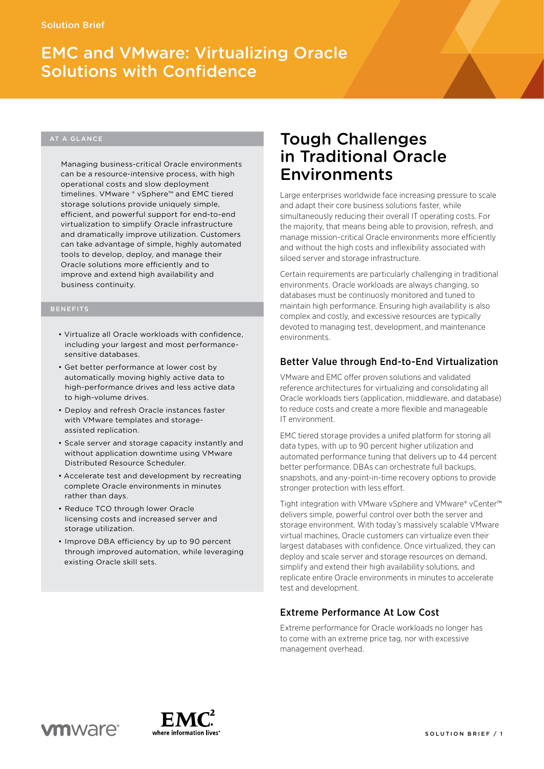Solution Brief

# EMC and VMware: Virtualizing Oracle Solutions with Confidence

### AT A GLANCE

Managing business-critical Oracle environments can be a resource-intensive process, with high operational costs and slow deployment timelines. VMware ® vSphere™ and EMC tiered storage solutions provide uniquely simple, efficient, and powerful support for end-to-end virtualization to simplify Oracle infrastructure and dramatically improve utilization. Customers can take advantage of simple, highly automated tools to develop, deploy, and manage their Oracle solutions more efficiently and to improve and extend high availability and business continuity.

### BENEFITS

- Virtualize all Oracle workloads with confidence, including your largest and most performance-sensitive databases.
- Get better performance at lower cost by automatically moving highly active data to high-performance drives and less active data to high-volume drives.
- Deploy and refresh Oracle instances faster with VMware templates and storage-assisted replication.
- Scale server and storage capacity instantly and without application downtime using VMware Distributed Resource Scheduler.
- Accelerate test and development by recreating complete Oracle environments in minutes rather than days.
- Reduce TCO through lower Oracle licensing costs and increased server and storage utilization.
- Improve DBA efficiency by up to 90 percent through improved automation, while leveraging existing Oracle skill sets.

## Tough Challenges in Traditional Oracle Environments

Large enterprises worldwide face increasing pressure to scale and adapt their core business solutions faster, while simultaneously reducing their overall IT operating costs. For the majority, that means being able to provision, refresh, and manage mission-critical Oracle environments more efficiently and without the high costs and inflexibility associated with siloed server and storage infrastructure.

Certain requirements are particularly challenging in traditional environments. Oracle workloads are always changing, so databases must be continuously monitored and tuned to maintain high performance. Ensuring high availability is also complex and costly, and excessive resources are typically devoted to managing test, development, and maintenance environments.

### Better Value through End-to-End Virtualization

VMware and EMC offer proven solutions and validated reference architectures for virtualizing and consolidating all Oracle workloads tiers (application, middleware, and database) to reduce costs and create a more flexible and manageable IT environment.

EMC tiered storage provides a unifed platform for storing all data types, with up to 90 percent higher utilization and automated performance tuning that delivers up to 44 percent better performance. DBAs can orchestrate full backups, snapshots, and any-point-in-time recovery options to provide stronger protection with less effort.

Tight integration with VMware vSphere and VMware® vCenter™ delivers simple, powerful control over both the server and storage environment. With today's massively scalable VMware virtual machines, Oracle customers can virtualize even their largest databases with confidence. Once virtualized, they can deploy and scale server and storage resources on demand, simplify and extend their high availability solutions, and replicate entire Oracle environments in minutes to accelerate test and development.

### Extreme Performance At Low Cost

Extreme performance for Oracle workloads no longer has to come with an extreme price tag, nor with excessive management overhead.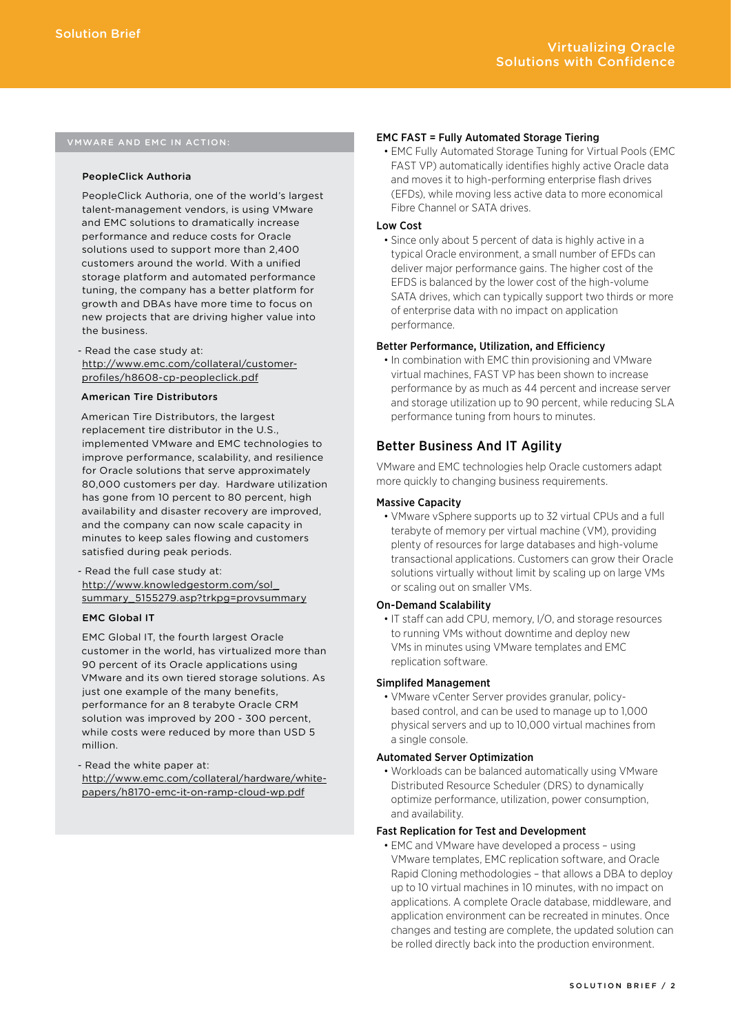## VMWARE AND EMC IN ACTION:

### PeopleClick Authoria

PeopleClick Authoria, one of the world's largest talent-management vendors, is using VMware and EMC solutions to dramatically increase performance and reduce costs for Oracle solutions used to support more than 2,400 customers around the world. With a unified storage platform and automated performance tuning, the company has a better platform for growth and DBAs have more time to focus on new projects that are driving higher value into the business.

- Read the case study at: http://www.emc.com/collateral/customer-profiles/h8608-cp-peopleclick.pdf

### American Tire Distributors

American Tire Distributors, the largest replacement tire distributor in the U.S., implemented VMware and EMC technologies to improve performance, scalability, and resilience for Oracle solutions that serve approximately 80,000 customers per day. Hardware utilization has gone from 10 percent to 80 percent, high availability and disaster recovery are improved, and the company can now scale capacity in minutes to keep sales flowing and customers satisfied during peak periods.

- Read the full case study at: http://www.knowledgestorm.com/sol_summary_5155279.asp?trkpg=provsummary

### EMC Global IT

EMC Global IT, the fourth largest Oracle customer in the world, has virtualized more than 90 percent of its Oracle applications using VMware and its own tiered storage solutions. As just one example of the many benefits, performance for an 8 terabyte Oracle CRM solution was improved by 200 - 300 percent, while costs were reduced by more than USD 5 million.

- Read the white paper at: http://www.emc.com/collateral/hardware/white-papers/h8170-emc-it-on-ramp-cloud-wp.pdf

### EMC FAST = Fully Automated Storage Tiering

- EMC Fully Automated Storage Tuning for Virtual Pools (EMC FAST VP) automatically identifies highly active Oracle data and moves it to high-performing enterprise flash drives (EFDs), while moving less active data to more economical Fibre Channel or SATA drives.

### Low Cost

- Since only about 5 percent of data is highly active in a typical Oracle environment, a small number of EFDs can deliver major performance gains. The higher cost of the EFDS is balanced by the lower cost of the high-volume SATA drives, which can typically support two thirds or more of enterprise data with no impact on application performance.

### Better Performance, Utilization, and Efficiency

- In combination with EMC thin provisioning and VMware virtual machines, FAST VP has been shown to increase performance by as much as 44 percent and increase server and storage utilization up to 90 percent, while reducing SLA performance tuning from hours to minutes.

## Better Business And IT Agility

VMware and EMC technologies help Oracle customers adapt more quickly to changing business requirements.

### Massive Capacity

- VMware vSphere supports up to 32 virtual CPUs and a full terabyte of memory per virtual machine (VM), providing plenty of resources for large databases and high-volume transactional applications. Customers can grow their Oracle solutions virtually without limit by scaling up on large VMs or scaling out on smaller VMs.

### On-Demand Scalability

- IT staff can add CPU, memory, I/O, and storage resources to running VMs without downtime and deploy new VMs in minutes using VMware templates and EMC replication software.

### Simplifed Management

- VMware vCenter Server provides granular, policy-based control, and can be used to manage up to 1,000 physical servers and up to 10,000 virtual machines from a single console.

### Automated Server Optimization

- Workloads can be balanced automatically using VMware Distributed Resource Scheduler (DRS) to dynamically optimize performance, utilization, power consumption, and availability.

### Fast Replication for Test and Development

- EMC and VMware have developed a process – using VMware templates, EMC replication software, and Oracle Rapid Cloning methodologies – that allows a DBA to deploy up to 10 virtual machines in 10 minutes, with no impact on applications. A complete Oracle database, middleware, and application environment can be recreated in minutes. Once changes and testing are complete, the updated solution can be rolled directly back into the production environment.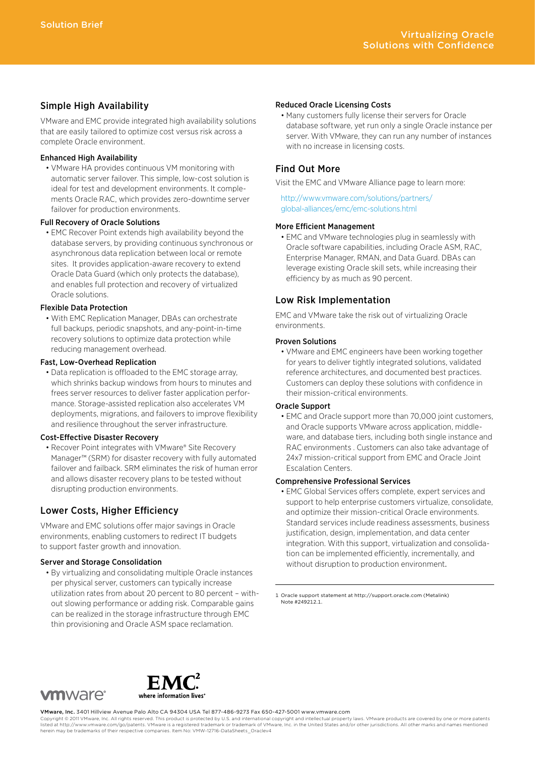## Simple High Availability

VMware and EMC provide integrated high availability solutions that are easily tailored to optimize cost versus risk across a complete Oracle environment.

#### Enhanced High Availability

- VMware HA provides continuous VM monitoring with automatic server failover. This simple, low-cost solution is ideal for test and development environments. It complements Oracle RAC, which provides zero-downtime server failover for production environments.

#### Full Recovery of Oracle Solutions

- EMC Recover Point extends high availability beyond the database servers, by providing continuous synchronous or asynchronous data replication between local or remote sites. It provides application-aware recovery to extend Oracle Data Guard (which only protects the database), and enables full protection and recovery of virtualized Oracle solutions.

#### Flexible Data Protection

- With EMC Replication Manager, DBAs can orchestrate full backups, periodic snapshots, and any-point-in-time recovery solutions to optimize data protection while reducing management overhead.

#### Fast, Low-Overhead Replication

- Data replication is offloaded to the EMC storage array, which shrinks backup windows from hours to minutes and frees server resources to deliver faster application performance. Storage-assisted replication also accelerates VM deployments, migrations, and failovers to improve flexibility and resilience throughout the server infrastructure.

#### Cost-Effective Disaster Recovery

- Recover Point integrates with VMware® Site Recovery Manager™ (SRM) for disaster recovery with fully automated failover and failback. SRM eliminates the risk of human error and allows disaster recovery plans to be tested without disrupting production environments.

## Lower Costs, Higher Efficiency

VMware and EMC solutions offer major savings in Oracle environments, enabling customers to redirect IT budgets to support faster growth and innovation.

#### Server and Storage Consolidation

- By virtualizing and consolidating multiple Oracle instances per physical server, customers can typically increase utilization rates from about 20 percent to 80 percent – without slowing performance or adding risk. Comparable gains can be realized in the storage infrastructure through EMC thin provisioning and Oracle ASM space reclamation.

#### Reduced Oracle Licensing Costs

- Many customers fully license their servers for Oracle database software, yet run only a single Oracle instance per server. With VMware, they can run any number of instances with no increase in licensing costs.

## Find Out More

Visit the EMC and VMware Alliance page to learn more:

http://www.vmware.com/solutions/partners/global-alliances/emc/emc-solutions.html

#### More Efficient Management

- EMC and VMware technologies plug in seamlessly with Oracle software capabilities, including Oracle ASM, RAC, Enterprise Manager, RMAN, and Data Guard. DBAs can leverage existing Oracle skill sets, while increasing their efficiency by as much as 90 percent.

## Low Risk Implementation

EMC and VMware take the risk out of virtualizing Oracle environments.

#### Proven Solutions

- VMware and EMC engineers have been working together for years to deliver tightly integrated solutions, validated reference architectures, and documented best practices. Customers can deploy these solutions with confidence in their mission-critical environments.

#### Oracle Support

- EMC and Oracle support more than 70,000 joint customers, and Oracle supports VMware across application, middleware, and database tiers, including both single instance and RAC environments . Customers can also take advantage of 24x7 mission-critical support from EMC and Oracle Joint Escalation Centers.

#### Comprehensive Professional Services

- EMC Global Services offers complete, expert services and support to help enterprise customers virtualize, consolidate, and optimize their mission-critical Oracle environments. Standard services include readiness assessments, business justification, design, implementation, and data center integration. With this support, virtualization and consolidation can be implemented efficiently, incrementally, and without disruption to production environment.

---

1 Oracle support statement at http://support.oracle.com (Metalink) Note #249212.1.

**VMware, Inc.** 3401 Hillview Avenue Palo Alto CA 94304 USA Tel 877-486-9273 Fax 650-427-5001 www.vmware.com

Copyright © 2011 VMware, Inc. All rights reserved. This product is protected by U.S. and international copyright and intellectual property laws. VMware products are covered by one or more patents listed at http://www.vmware.com/go/patents. VMware is a registered trademark or trademark of VMware, Inc. in the United States and/or other jurisdictions. All other marks and names mentioned herein may be trademarks of their respective companies. Item No: VMW-12716-DataSheets_Oraclev4